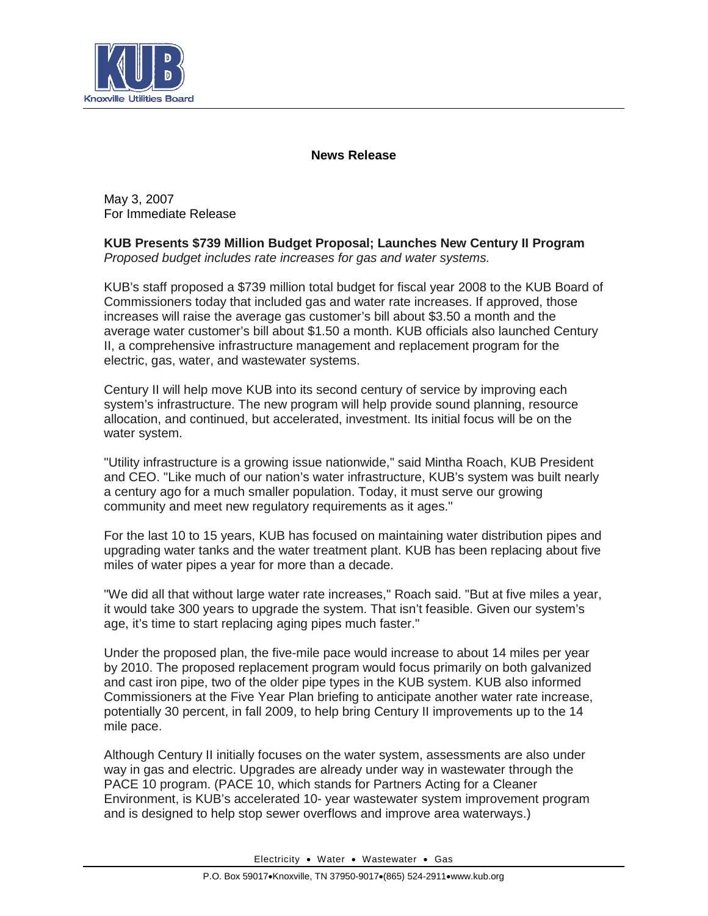**News Release**

May 3, 2007
For Immediate Release

**KUB Presents $739 Million Budget Proposal; Launches New Century II Program**
*Proposed budget includes rate increases for gas and water systems.*

KUB's staff proposed a $739 million total budget for fiscal year 2008 to the KUB Board of Commissioners today that included gas and water rate increases. If approved, those increases will raise the average gas customer's bill about $3.50 a month and the average water customer's bill about $1.50 a month. KUB officials also launched Century II, a comprehensive infrastructure management and replacement program for the electric, gas, water, and wastewater systems.

Century II will help move KUB into its second century of service by improving each system's infrastructure. The new program will help provide sound planning, resource allocation, and continued, but accelerated, investment. Its initial focus will be on the water system.

"Utility infrastructure is a growing issue nationwide," said Mintha Roach, KUB President and CEO. "Like much of our nation's water infrastructure, KUB's system was built nearly a century ago for a much smaller population. Today, it must serve our growing community and meet new regulatory requirements as it ages."

For the last 10 to 15 years, KUB has focused on maintaining water distribution pipes and upgrading water tanks and the water treatment plant. KUB has been replacing about five miles of water pipes a year for more than a decade.

"We did all that without large water rate increases," Roach said. "But at five miles a year, it would take 300 years to upgrade the system. That isn't feasible. Given our system's age, it's time to start replacing aging pipes much faster."

Under the proposed plan, the five-mile pace would increase to about 14 miles per year by 2010. The proposed replacement program would focus primarily on both galvanized and cast iron pipe, two of the older pipe types in the KUB system. KUB also informed Commissioners at the Five Year Plan briefing to anticipate another water rate increase, potentially 30 percent, in fall 2009, to help bring Century II improvements up to the 14 mile pace.

Although Century II initially focuses on the water system, assessments are also under way in gas and electric. Upgrades are already under way in wastewater through the PACE 10 program. (PACE 10, which stands for Partners Acting for a Cleaner Environment, is KUB's accelerated 10- year wastewater system improvement program and is designed to help stop sewer overflows and improve area waterways.)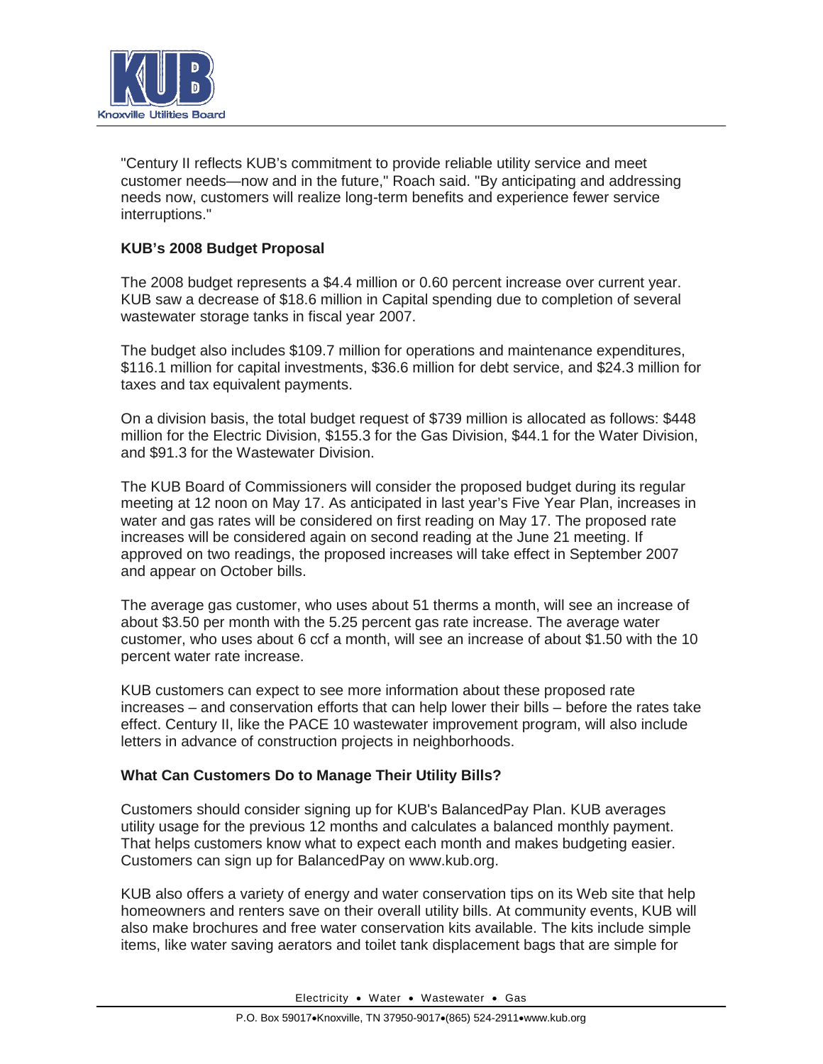"Century II reflects KUB's commitment to provide reliable utility service and meet customer needs—now and in the future," Roach said. "By anticipating and addressing needs now, customers will realize long-term benefits and experience fewer service interruptions."

**KUB's 2008 Budget Proposal**

The 2008 budget represents a $4.4 million or 0.60 percent increase over current year. KUB saw a decrease of $18.6 million in Capital spending due to completion of several wastewater storage tanks in fiscal year 2007.

The budget also includes $109.7 million for operations and maintenance expenditures, $116.1 million for capital investments, $36.6 million for debt service, and $24.3 million for taxes and tax equivalent payments.

On a division basis, the total budget request of $739 million is allocated as follows: $448 million for the Electric Division, $155.3 for the Gas Division, $44.1 for the Water Division, and $91.3 for the Wastewater Division.

The KUB Board of Commissioners will consider the proposed budget during its regular meeting at 12 noon on May 17. As anticipated in last year's Five Year Plan, increases in water and gas rates will be considered on first reading on May 17. The proposed rate increases will be considered again on second reading at the June 21 meeting. If approved on two readings, the proposed increases will take effect in September 2007 and appear on October bills.

The average gas customer, who uses about 51 therms a month, will see an increase of about $3.50 per month with the 5.25 percent gas rate increase. The average water customer, who uses about 6 ccf a month, will see an increase of about $1.50 with the 10 percent water rate increase.

KUB customers can expect to see more information about these proposed rate increases – and conservation efforts that can help lower their bills – before the rates take effect. Century II, like the PACE 10 wastewater improvement program, will also include letters in advance of construction projects in neighborhoods.

**What Can Customers Do to Manage Their Utility Bills?**

Customers should consider signing up for KUB's BalancedPay Plan. KUB averages utility usage for the previous 12 months and calculates a balanced monthly payment. That helps customers know what to expect each month and makes budgeting easier. Customers can sign up for BalancedPay on www.kub.org.

KUB also offers a variety of energy and water conservation tips on its Web site that help homeowners and renters save on their overall utility bills. At community events, KUB will also make brochures and free water conservation kits available. The kits include simple items, like water saving aerators and toilet tank displacement bags that are simple for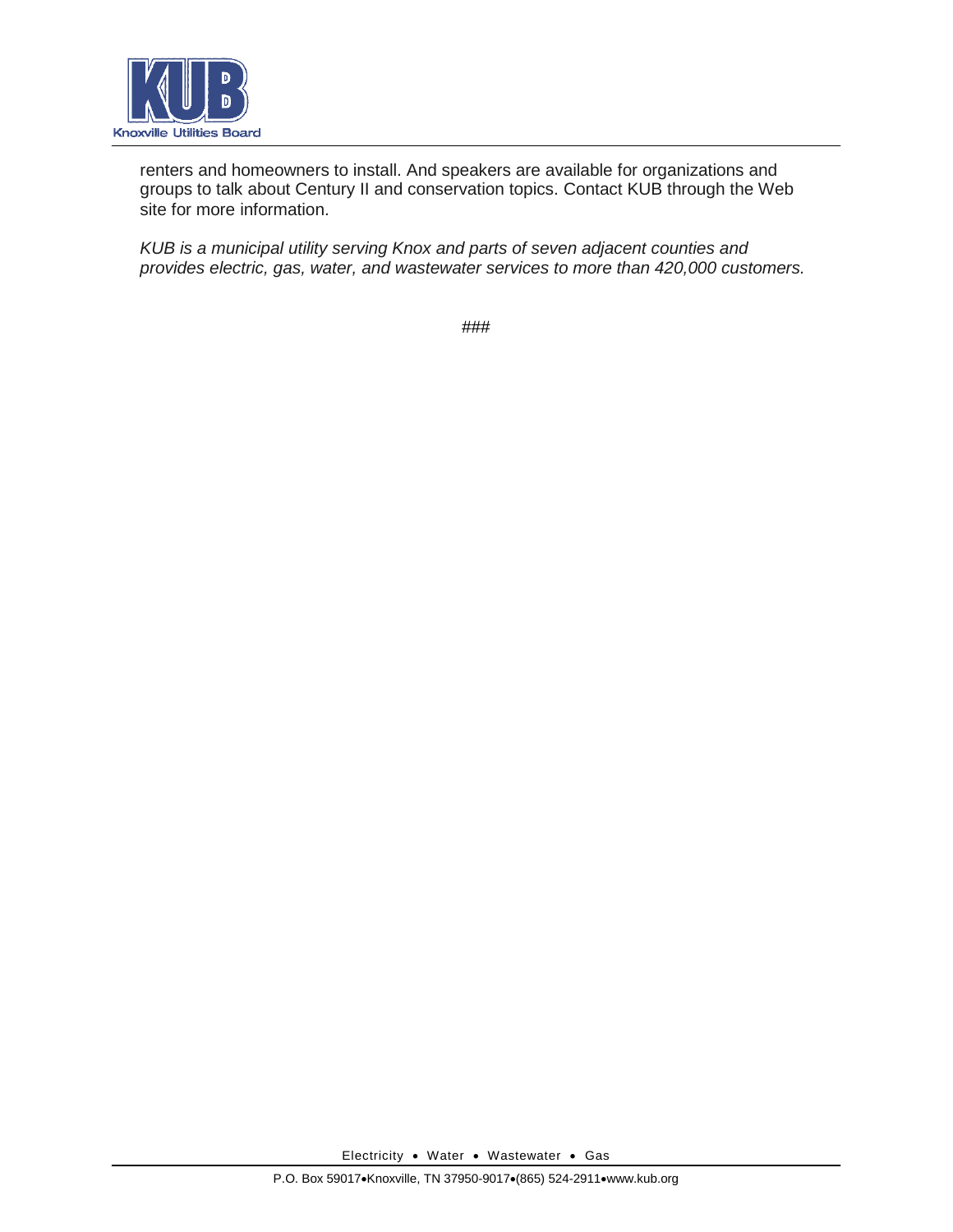renters and homeowners to install. And speakers are available for organizations and groups to talk about Century II and conservation topics. Contact KUB through the Web site for more information.

*KUB is a municipal utility serving Knox and parts of seven adjacent counties and provides electric, gas, water, and wastewater services to more than 420,000 customers.*

###